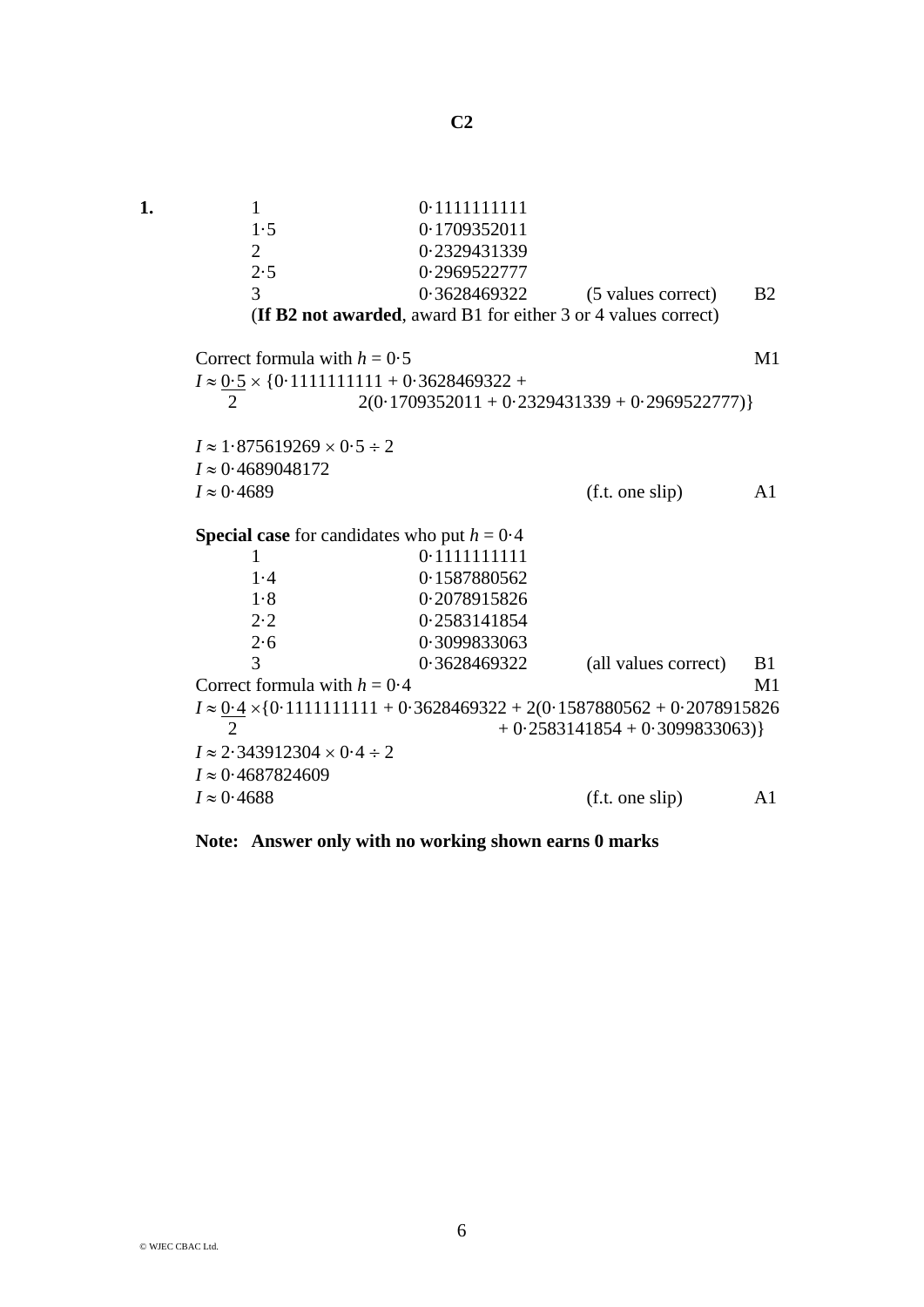# C2

**1.**

| | | | |
|---|---|---|---|
| 1 | 0·1111111111 | | |
| 1·5 | 0·1709352011 | | |
| 2 | 0·2329431339 | | |
| 2·5 | 0·2969522777 | | |
| 3 | 0·3628469322 | (5 values correct) | B2 |

(**If B2 not awarded**, award B1 for either 3 or 4 values correct)

Correct formula with $h = 0{\cdot}5$ — M1

$I \approx \frac{0{\cdot}5}{2} \times \{0{\cdot}1111111111 + 0{\cdot}3628469322 + 2(0{\cdot}1709352011 + 0{\cdot}2329431339 + 0{\cdot}2969522777)\}$

$I \approx 1{\cdot}875619269 \times 0{\cdot}5 \div 2$

$I \approx 0{\cdot}4689048172$

$I \approx 0{\cdot}4689$ (f.t. one slip) — A1

**Special case** for candidates who put $h = 0{\cdot}4$

| | | | |
|---|---|---|---|
| 1 | 0·1111111111 | | |
| 1·4 | 0·1587880562 | | |
| 1·8 | 0·2078915826 | | |
| 2·2 | 0·2583141854 | | |
| 2·6 | 0·3099833063 | | |
| 3 | 0·3628469322 | (all values correct) | B1 |

Correct formula with $h = 0{\cdot}4$ — M1

$I \approx \frac{0{\cdot}4}{2} \times \{0{\cdot}1111111111 + 0{\cdot}3628469322 + 2(0{\cdot}1587880562 + 0{\cdot}2078915826 + 0{\cdot}2583141854 + 0{\cdot}3099833063)\}$

$I \approx 2{\cdot}343912304 \times 0{\cdot}4 \div 2$

$I \approx 0{\cdot}4687824609$

$I \approx 0{\cdot}4688$ (f.t. one slip) — A1

**Note: Answer only with no working shown earns 0 marks**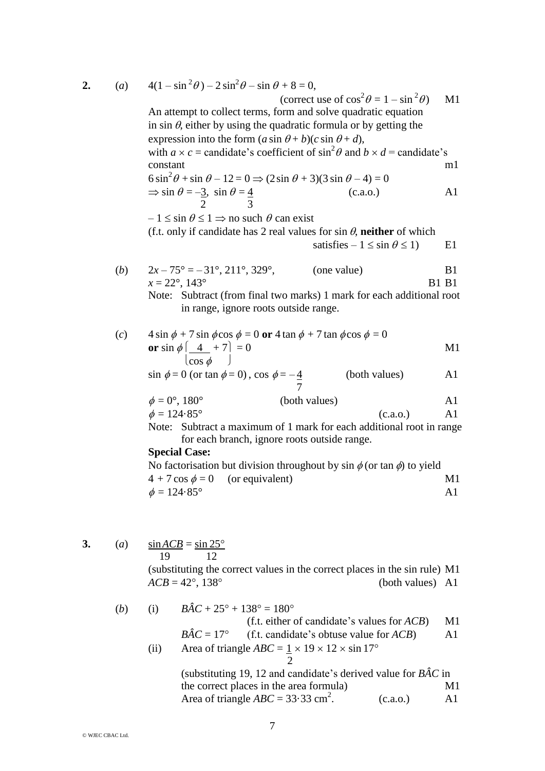**2.** (*a*) $4(1 - \sin^2\theta) - 2\sin^2\theta - \sin\theta + 8 = 0$,

(correct use of $\cos^2\theta = 1 - \sin^2\theta$) M1

An attempt to collect terms, form and solve quadratic equation in $\sin\theta$, either by using the quadratic formula or by getting the expression into the form $(a\sin\theta + b)(c\sin\theta + d)$, with $a \times c$ = candidate's coefficient of $\sin^2\theta$ and $b \times d$ = candidate's constant m1

$6\sin^2\theta + \sin\theta - 12 = 0 \Rightarrow (2\sin\theta + 3)(3\sin\theta - 4) = 0$

$\Rightarrow \sin\theta = -\dfrac{3}{2},\ \sin\theta = \dfrac{4}{3}$ (c.a.o.) A1

$-1 \le \sin\theta \le 1 \Rightarrow$ no such $\theta$ can exist

(f.t. only if candidate has 2 real values for $\sin\theta$, **neither** of which satisfies $-1 \le \sin\theta \le 1$) E1

(*b*) $2x - 75° = -31°, 211°, 329°$, (one value) B1

$x = 22°, 143°$ B1 B1

Note: Subtract (from final two marks) 1 mark for each additional root in range, ignore roots outside range.

(*c*) $4\sin\phi + 7\sin\phi\cos\phi = 0$ **or** $4\tan\phi + 7\tan\phi\cos\phi = 0$

**or** $\sin\phi\left(\dfrac{4}{\cos\phi} + 7\right) = 0$ M1

$\sin\phi = 0$ (or $\tan\phi = 0$), $\cos\phi = -\dfrac{4}{7}$ (both values) A1

$\phi = 0°, 180°$ (both values) A1

$\phi = 124{\cdot}85°$ (c.a.o.) A1

Note: Subtract a maximum of 1 mark for each additional root in range for each branch, ignore roots outside range.

**Special Case:**

No factorisation but division throughout by $\sin\phi$ (or $\tan\phi$) to yield

$4 + 7\cos\phi = 0$ (or equivalent) M1

$\phi = 124{\cdot}85°$ A1

**3.** (*a*) $\dfrac{\sin ACB}{19} = \dfrac{\sin 25°}{12}$

(substituting the correct values in the correct places in the sin rule) M1

$ACB = 42°, 138°$ (both values) A1

(*b*) (i) $B\hat{A}C + 25° + 138° = 180°$

(f.t. either of candidate's values for $ACB$) M1

$B\hat{A}C = 17°$ (f.t. candidate's obtuse value for $ACB$) A1

(ii) Area of triangle $ABC = \dfrac{1}{2} \times 19 \times 12 \times \sin 17°$

(substituting 19, 12 and candidate's derived value for $B\hat{A}C$ in the correct places in the area formula) M1

Area of triangle $ABC = 33{\cdot}33\text{ cm}^2$. (c.a.o.) A1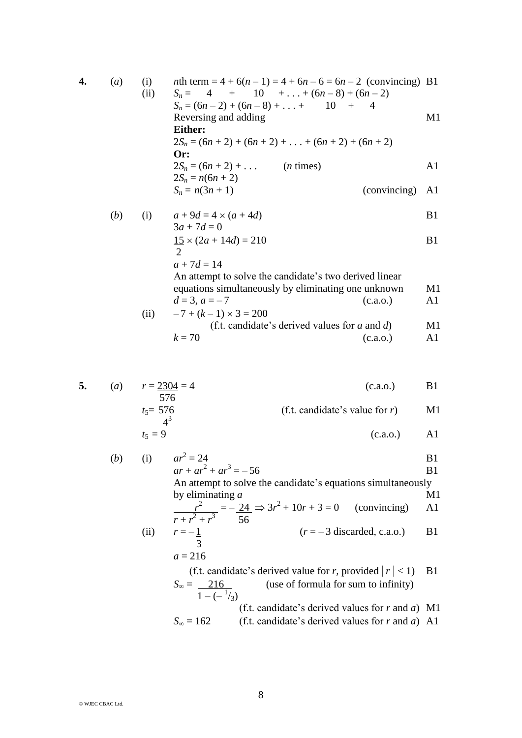**4.** (*a*) (i) $n$th term $= 4 + 6(n - 1) = 4 + 6n - 6 = 6n - 2$ (convincing) B1

(ii) $S_n = \quad 4 \quad + \quad 10 \quad + \ldots + (6n - 8) + (6n - 2)$

$S_n = (6n - 2) + (6n - 8) + \ldots + \quad 10 \quad + \quad 4$

Reversing and adding M1

**Either:**

$2S_n = (6n + 2) + (6n + 2) + \ldots + (6n + 2) + (6n + 2)$

**Or:**

$2S_n = (6n + 2) + \ldots$ ($n$ times) A1

$2S_n = n(6n + 2)$

$S_n = n(3n + 1)$ (convincing) A1

(*b*) (i) $a + 9d = 4 \times (a + 4d)$ B1

$3a + 7d = 0$

$\frac{15}{2} \times (2a + 14d) = 210$ B1

$a + 7d = 14$

An attempt to solve the candidate's two derived linear equations simultaneously by eliminating one unknown M1

$d = 3$, $a = -7$ (c.a.o.) A1

(ii) $-7 + (k - 1) \times 3 = 200$

(f.t. candidate's derived values for $a$ and $d$) M1

$k = 70$ (c.a.o.) A1

**5.** (*a*) $r = \frac{2304}{576} = 4$ (c.a.o.) B1

$t_5 = \frac{576}{4^3}$ (f.t. candidate's value for $r$) M1

$t_5 = 9$ (c.a.o.) A1

(*b*) (i) $ar^2 = 24$ B1

$ar + ar^2 + ar^3 = -56$ B1

An attempt to solve the candidate's equations simultaneously by eliminating $a$ M1

$\frac{r^2}{r + r^2 + r^3} = -\frac{24}{56} \Rightarrow 3r^2 + 10r + 3 = 0$ (convincing) A1

(ii) $r = -\frac{1}{3}$ ($r = -3$ discarded, c.a.o.) B1

$a = 216$

(f.t. candidate's derived value for $r$, provided $|r| < 1$) B1

$S_\infty = \frac{216}{1 - (-^1/_3)}$ (use of formula for sum to infinity)

(f.t. candidate's derived values for $r$ and $a$) M1

$S_\infty = 162$ (f.t. candidate's derived values for $r$ and $a$) A1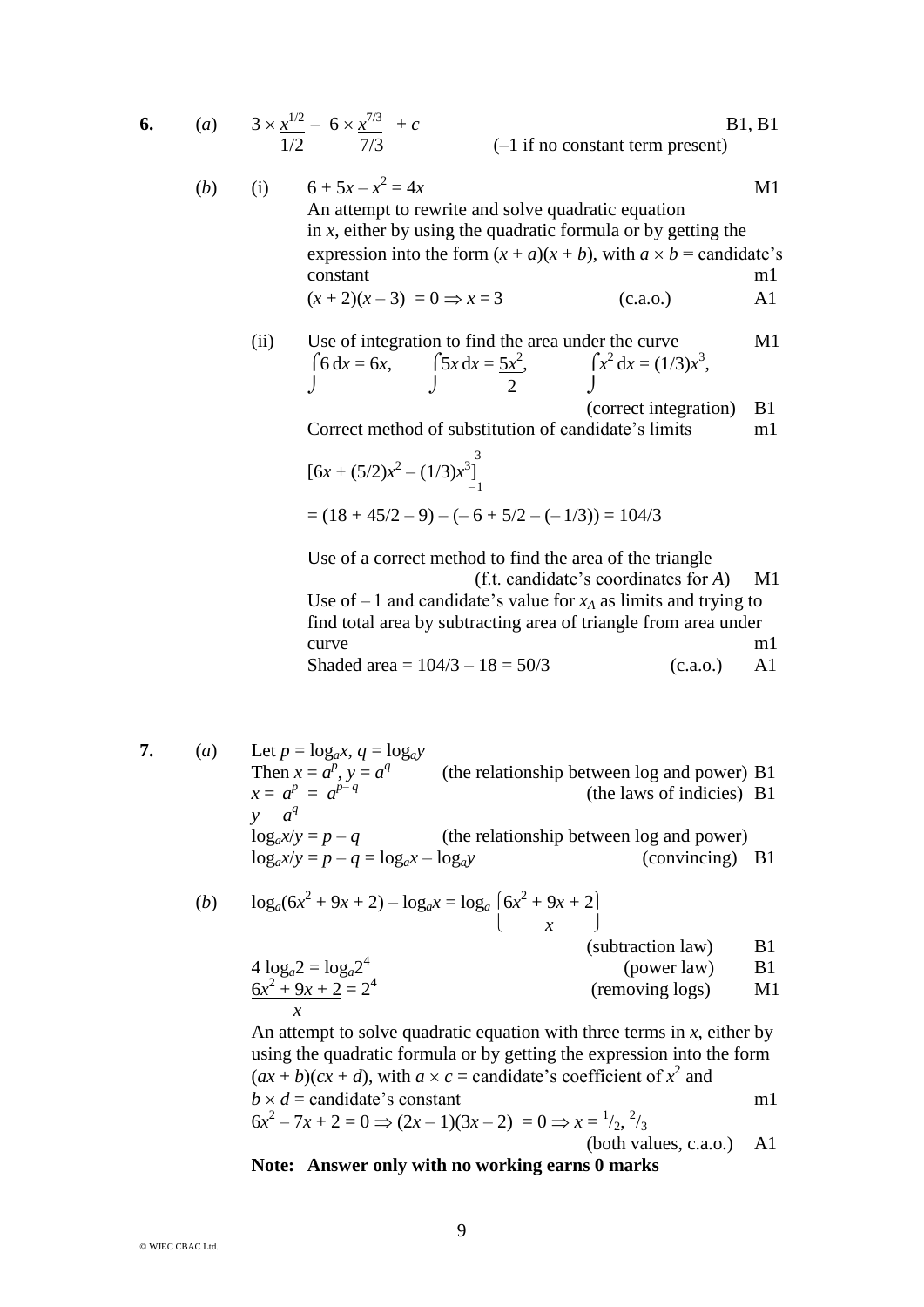**6.** (*a*) $3 \times \dfrac{x^{1/2}}{1/2} - 6 \times \dfrac{x^{7/3}}{7/3} + c$ B1, B1

(–1 if no constant term present)

(*b*) (i) $6 + 5x - x^2 = 4x$ M1

An attempt to rewrite and solve quadratic equation in $x$, either by using the quadratic formula or by getting the expression into the form $(x + a)(x + b)$, with $a \times b$ = candidate's constant m1

$(x + 2)(x - 3) = 0 \Rightarrow x = 3$ (c.a.o.) A1

(ii) Use of integration to find the area under the curve M1

$\int 6 \, dx = 6x$, $\int 5x \, dx = \dfrac{5x^2}{2}$, $\int x^2 \, dx = (1/3)x^3$,

(correct integration) B1

Correct method of substitution of candidate's limits m1

$$\left[6x + (5/2)x^2 - (1/3)x^3\right]_{-1}^{3}$$

$$= (18 + 45/2 - 9) - (-6 + 5/2 - (-1/3)) = 104/3$$

Use of a correct method to find the area of the triangle (f.t. candidate's coordinates for $A$) M1

Use of – 1 and candidate's value for $x_A$ as limits and trying to find total area by subtracting area of triangle from area under curve m1

Shaded area = $104/3 - 18 = 50/3$ (c.a.o.) A1

**7.** (*a*) Let $p = \log_a x$, $q = \log_a y$

Then $x = a^p$, $y = a^q$ (the relationship between log and power) B1

$\dfrac{x}{y} = \dfrac{a^p}{a^q} = a^{p-q}$ (the laws of indicies) B1

$\log_a x/y = p - q$ (the relationship between log and power)

$\log_a x/y = p - q = \log_a x - \log_a y$ (convincing) B1

(*b*) $\log_a(6x^2 + 9x + 2) - \log_a x = \log_a \left(\dfrac{6x^2 + 9x + 2}{x}\right)$

(subtraction law) B1

$4 \log_a 2 = \log_a 2^4$ (power law) B1

$\dfrac{6x^2 + 9x + 2}{x} = 2^4$ (removing logs) M1

An attempt to solve quadratic equation with three terms in $x$, either by using the quadratic formula or by getting the expression into the form $(ax + b)(cx + d)$, with $a \times c$ = candidate's coefficient of $x^2$ and $b \times d$ = candidate's constant m1

$6x^2 - 7x + 2 = 0 \Rightarrow (2x - 1)(3x - 2) = 0 \Rightarrow x = {}^1/_2, {}^2/_3$

(both values, c.a.o.) A1

**Note: Answer only with no working earns 0 marks**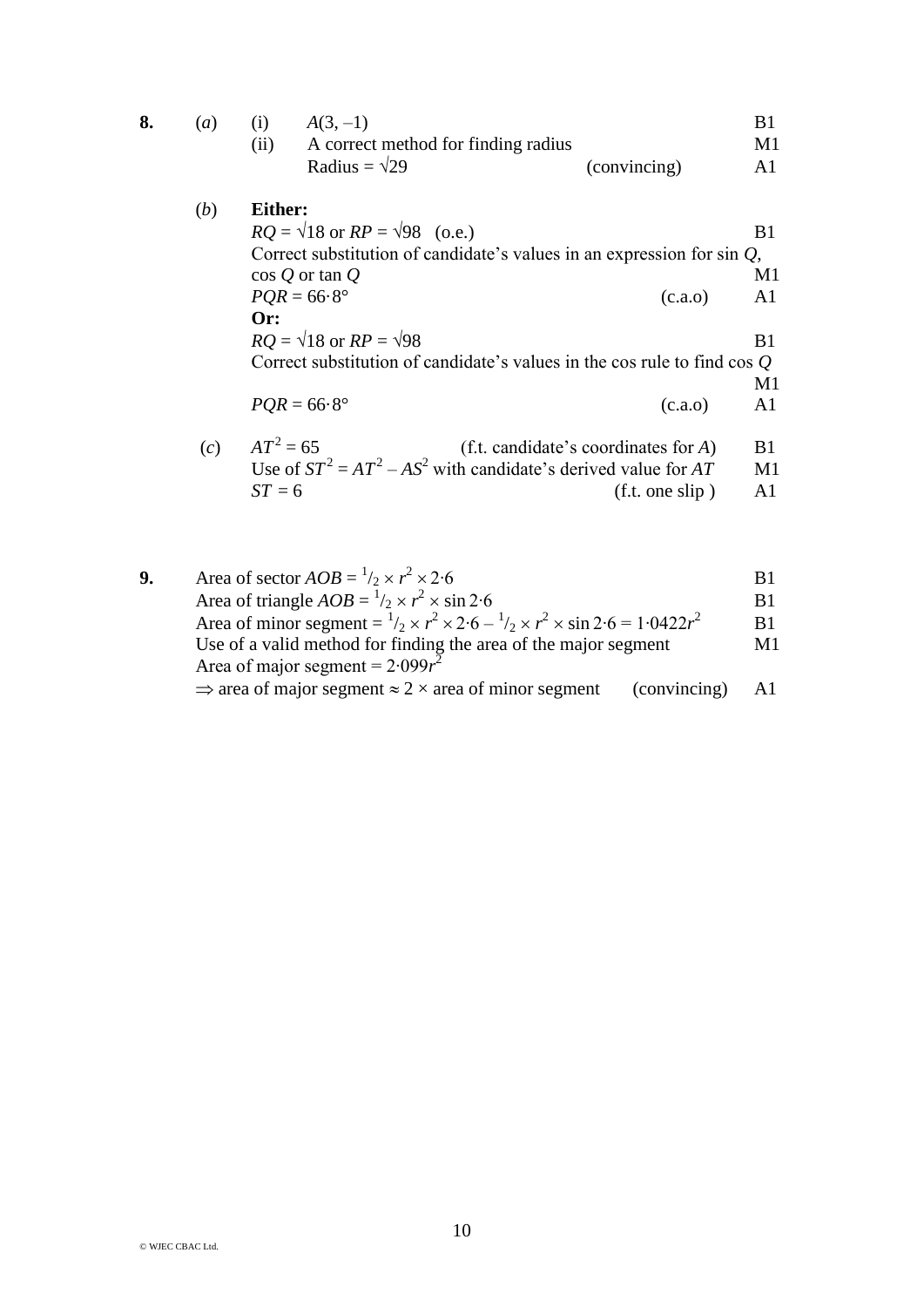| | | | | | |
|---|---|---|---|---|---|
| **8.** | (*a*) | (i) | $A(3, -1)$ | | B1 |
| | | (ii) | A correct method for finding radius | | M1 |
| | | | Radius = $\sqrt{29}$ | (convincing) | A1 |
| | (*b*) | **Either:** | | | |
| | | $RQ = \sqrt{18}$ or $RP = \sqrt{98}$ (o.e.) | | | B1 |
| | | Correct substitution of candidate's values in an expression for sin $Q$, cos $Q$ or tan $Q$ | | | M1 |
| | | $PQR = 66{\cdot}8°$ | | (c.a.o) | A1 |
| | | **Or:** | | | |
| | | $RQ = \sqrt{18}$ or $RP = \sqrt{98}$ | | | B1 |
| | | Correct substitution of candidate's values in the cos rule to find cos $Q$ | | | M1 |
| | | $PQR = 66{\cdot}8°$ | | (c.a.o) | A1 |
| | (*c*) | $AT^2 = 65$ | | (f.t. candidate's coordinates for $A$) | B1 |
| | | Use of $ST^2 = AT^2 - AS^2$ with candidate's derived value for $AT$ | | | M1 |
| | | $ST = 6$ | | (f.t. one slip ) | A1 |

| | | | |
|---|---|---|---|
| **9.** | Area of sector $AOB = {}^1/_2 \times r^2 \times 2{\cdot}6$ | | B1 |
| | Area of triangle $AOB = {}^1/_2 \times r^2 \times \sin 2{\cdot}6$ | | B1 |
| | Area of minor segment = ${}^1/_2 \times r^2 \times 2{\cdot}6 - {}^1/_2 \times r^2 \times \sin 2{\cdot}6 = 1{\cdot}0422r^2$ | | B1 |
| | Use of a valid method for finding the area of the major segment | | M1 |
| | Area of major segment = $2{\cdot}099r^2$ | | |
| | $\Rightarrow$ area of major segment $\approx 2 \times$ area of minor segment | (convincing) | A1 |